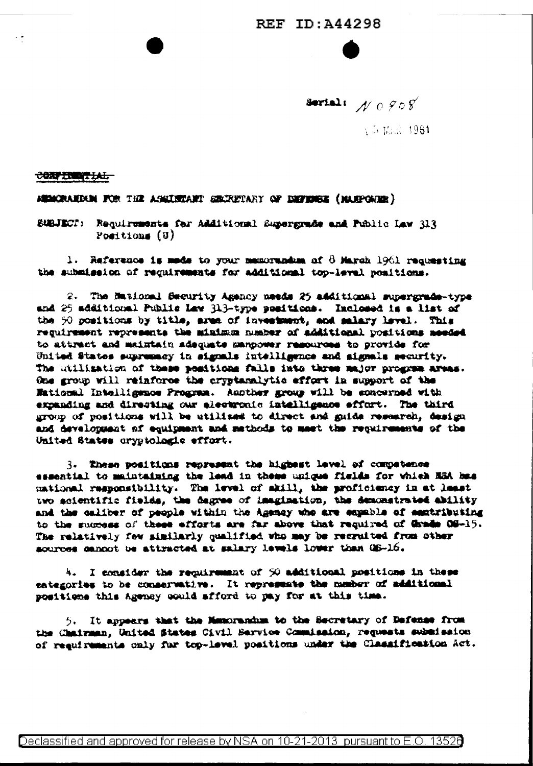REF ID:A44298

Serial: N 0908

15 MAR 1961

~~CONFIDENTIAL~~

MEMORANDUM FOR THE ASSISTANT SECRETARY OF DEFENSE (MANPOWER)

SUBJECT: Requirements for Additional Supergrade and Public Law 313 Positions (U)

1. Reference is made to your memorandum of 8 March 1961 requesting the submission of requirements for additional top-level positions.

2. The National Security Agency needs 25 additional supergrade-type and 25 additional Public Law 313-type positions. Inclosed is a list of the 50 positions by title, area of investment, and salary level. This requirement represents the minimum number of additional positions needed to attract and maintain adequate manpower resources to provide for United States supremacy in signals intelligence and signals security. The utilization of these positions falls into three major program areas. One group will reinforce the cryptanalytic effort in support of the National Intelligence Program. Another group will be concerned with expanding and directing our electronic intelligence effort. The third group of positions will be utilized to direct and guide research, design and development of equipment and methods to meet the requirements of the United States cryptologic effort.

3. These positions represent the highest level of competence essential to maintaining the lead in these unique fields for which NSA has national responsibility. The level of skill, the proficiency in at least two scientific fields, the degree of imagination, the demonstrated ability and the caliber of people within the Agency who are capable of contributing to the success of these efforts are far above that required of Grade GS-15. The relatively few similarly qualified who may be recruited from other sources cannot be attracted at salary levels lower than GS-16.

4. I consider the requirement of 50 additional positions in these categories to be conservative. It represents the number of additional positions this Agency could afford to pay for at this time.

5. It appears that the Memorandum to the Secretary of Defense from the Chairman, United States Civil Service Commission, requests submission of requirements only for top-level positions under the Classification Act.

Declassified and approved for release by NSA on 10-21-2013 pursuant to E.O. 13526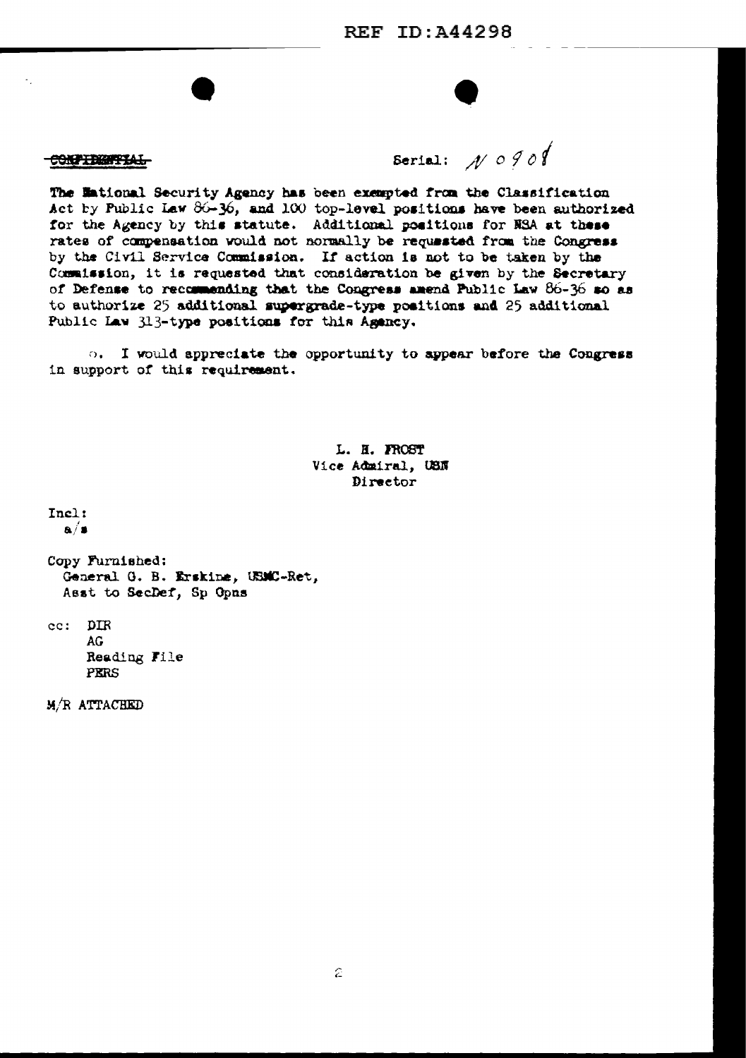~~CONFIDENTIAL~~

Serial: N 0908

The National Security Agency has been exempted from the Classification Act by Public Law 86-36, and 100 top-level positions have been authorized for the Agency by this statute. Additional positions for NSA at these rates of compensation would not normally be requested from the Congress by the Civil Service Commission. If action is not to be taken by the Commission, it is requested that consideration be given by the Secretary of Defense to recommending that the Congress amend Public Law 86-36 so as to authorize 25 additional supergrade-type positions and 25 additional Public Law 313-type positions for this Agency.

5. I would appreciate the opportunity to appear before the Congress in support of this requirement.

L. H. FROST
Vice Admiral, USN
Director

Incl:
a/s

Copy Furnished:
General G. B. Erskine, USMC-Ret,
Asst to SecDef, Sp Opns

cc: DIR
AG
Reading File
PERS

M/R ATTACHED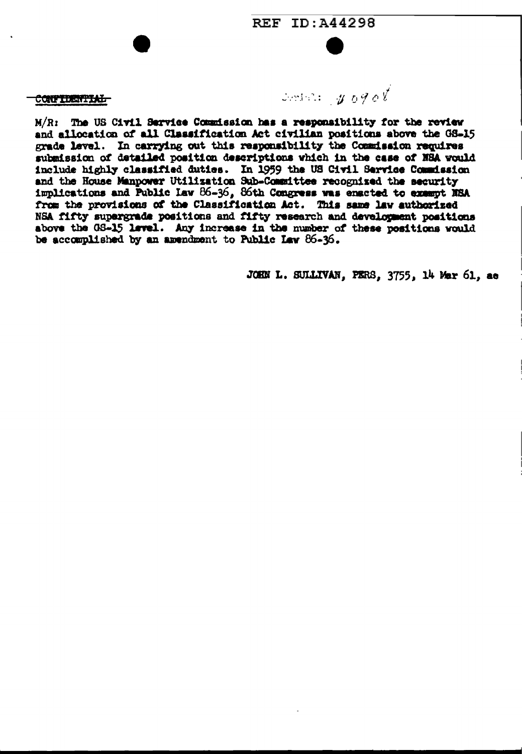REF ID:A44298

CONFIDENTIAL

Serial: N 0908

M/R: The US Civil Service Commission has a responsibility for the review and allocation of all Classification Act civilian positions above the GS-15 grade level. In carrying out this responsibility the Commission requires submission of detailed position descriptions which in the case of NSA would include highly classified duties. In 1959 the US Civil Service Commission and the House Manpower Utilization Sub-Committee recognized the security implications and Public Law 86-36, 86th Congress was enacted to exempt NSA from the provisions of the Classification Act. This same law authorized NSA fifty supergrade positions and fifty research and development positions above the GS-15 level. Any increase in the number of these positions would be accomplished by an amendment to Public Law 86-36.

JOHN L. SULLIVAN, PERS, 3755, 14 Mar 61, ae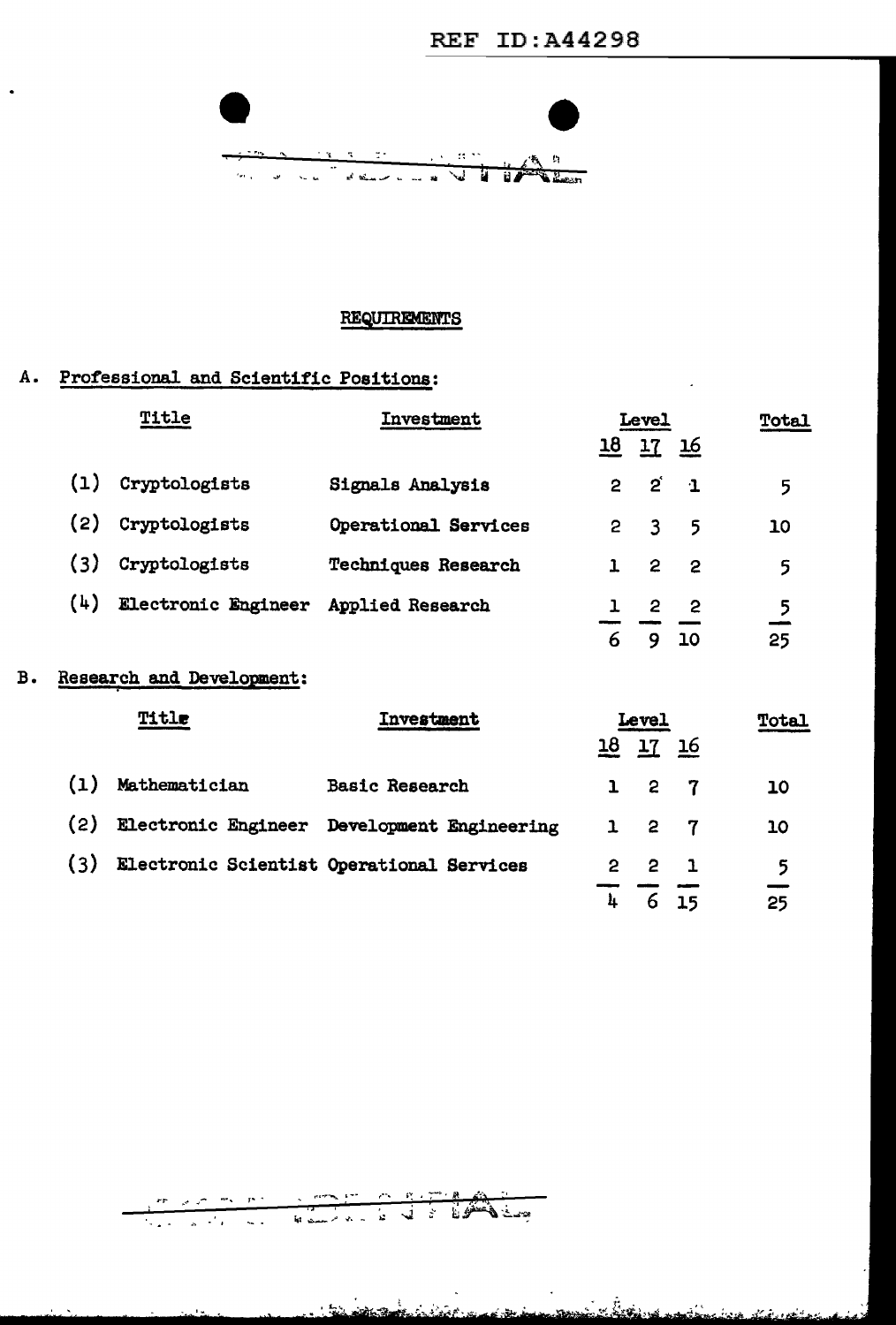## REQUIREMENTS

### A. Professional and Scientific Positions:

| | Title | Investment | Level 18 | Level 17 | Level 16 | Total |
|---|---|---|---|---|---|---|
| (1) | Cryptologists | Signals Analysis | 2 | 2 | 1 | 5 |
| (2) | Cryptologists | Operational Services | 2 | 3 | 5 | 10 |
| (3) | Cryptologists | Techniques Research | 1 | 2 | 2 | 5 |
| (4) | Electronic Engineer | Applied Research | 1 | 2 | 2 | 5 |
| | | | 6 | 9 | 10 | 25 |

### B. Research and Development:

| | Title | Investment | Level 18 | Level 17 | Level 16 | Total |
|---|---|---|---|---|---|---|
| (1) | Mathematician | Basic Research | 1 | 2 | 7 | 10 |
| (2) | Electronic Engineer | Development Engineering | 1 | 2 | 7 | 10 |
| (3) | Electronic Scientist | Operational Services | 2 | 2 | 1 | 5 |
| | | | 4 | 6 | 15 | 25 |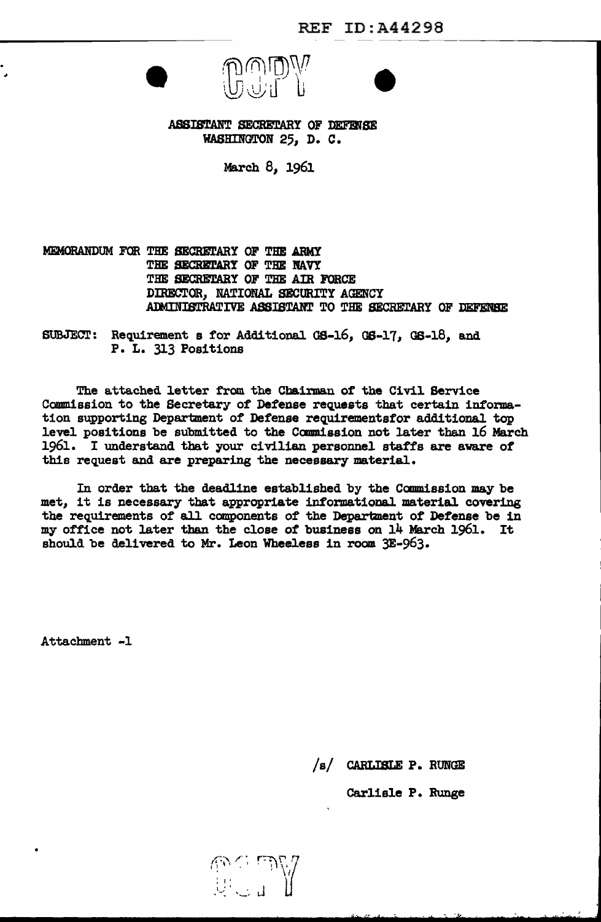COPY

ASSISTANT SECRETARY OF DEFENSE
WASHINGTON 25, D. C.

March 8, 1961

MEMORANDUM FOR THE SECRETARY OF THE ARMY
THE SECRETARY OF THE NAVY
THE SECRETARY OF THE AIR FORCE
DIRECTOR, NATIONAL SECURITY AGENCY
ADMINISTRATIVE ASSISTANT TO THE SECRETARY OF DEFENSE

SUBJECT: Requirement s for Additional GS-16, GS-17, GS-18, and P. L. 313 Positions

The attached letter from the Chairman of the Civil Service Commission to the Secretary of Defense requests that certain information supporting Department of Defense requirementsfor additional top level positions be submitted to the Commission not later than 16 March 1961. I understand that your civilian personnel staffs are aware of this request and are preparing the necessary material.

In order that the deadline established by the Commission may be met, it is necessary that appropriate informational material covering the requirements of all components of the Department of Defense be in my office not later than the close of business on 14 March 1961. It should be delivered to Mr. Leon Wheeless in room 3E-963.

Attachment -1

/s/ CARLISLE P. RUNGE

Carlisle P. Runge

COPY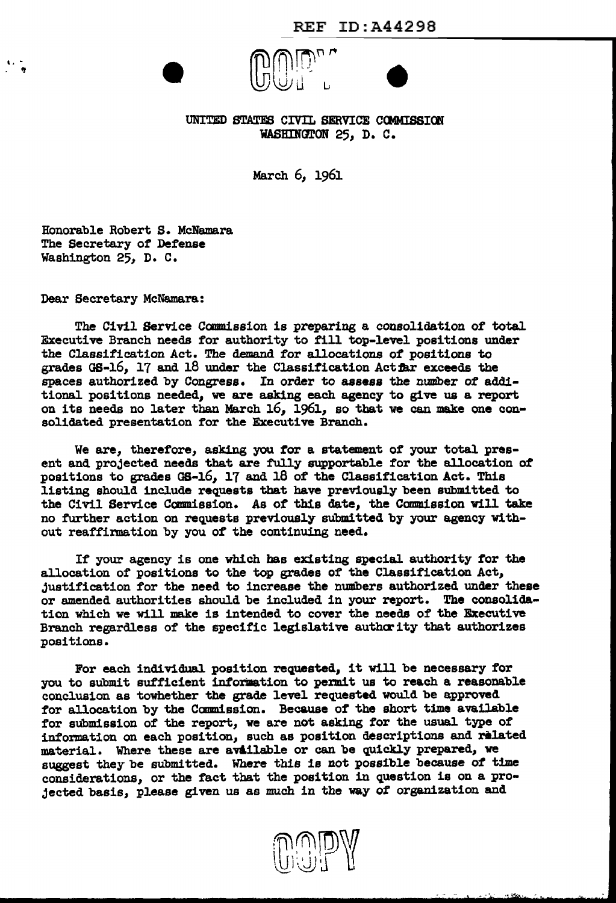REF ID:A44298

COPY

UNITED STATES CIVIL SERVICE COMMISSION
WASHINGTON 25, D. C.

March 6, 1961

Honorable Robert S. McNamara
The Secretary of Defense
Washington 25, D. C.

Dear Secretary McNamara:

The Civil Service Commission is preparing a consolidation of total Executive Branch needs for authority to fill top-level positions under the Classification Act. The demand for allocations of positions to grades GS-16, 17 and 18 under the Classification Act far exceeds the spaces authorized by Congress. In order to assess the number of additional positions needed, we are asking each agency to give us a report on its needs no later than March 16, 1961, so that we can make one consolidated presentation for the Executive Branch.

We are, therefore, asking you for a statement of your total present and projected needs that are fully supportable for the allocation of positions to grades GS-16, 17 and 18 of the Classification Act. This listing should include requests that have previously been submitted to the Civil Service Commission. As of this date, the Commission will take no further action on requests previously submitted by your agency without reaffirmation by you of the continuing need.

If your agency is one which has existing special authority for the allocation of positions to the top grades of the Classification Act, justification for the need to increase the numbers authorized under these or amended authorities should be included in your report. The consolidation which we will make is intended to cover the needs of the Executive Branch regardless of the specific legislative authority that authorizes positions.

For each individual position requested, it will be necessary for you to submit sufficient information to permit us to reach a reasonable conclusion as towhether the grade level requested would be approved for allocation by the Commission. Because of the short time available for submission of the report, we are not asking for the usual type of information on each position, such as position descriptions and related material. Where these are available or can be quickly prepared, we suggest they be submitted. Where this is not possible because of time considerations, or the fact that the position in question is on a projected basis, please given us as much in the way of organization and

COPY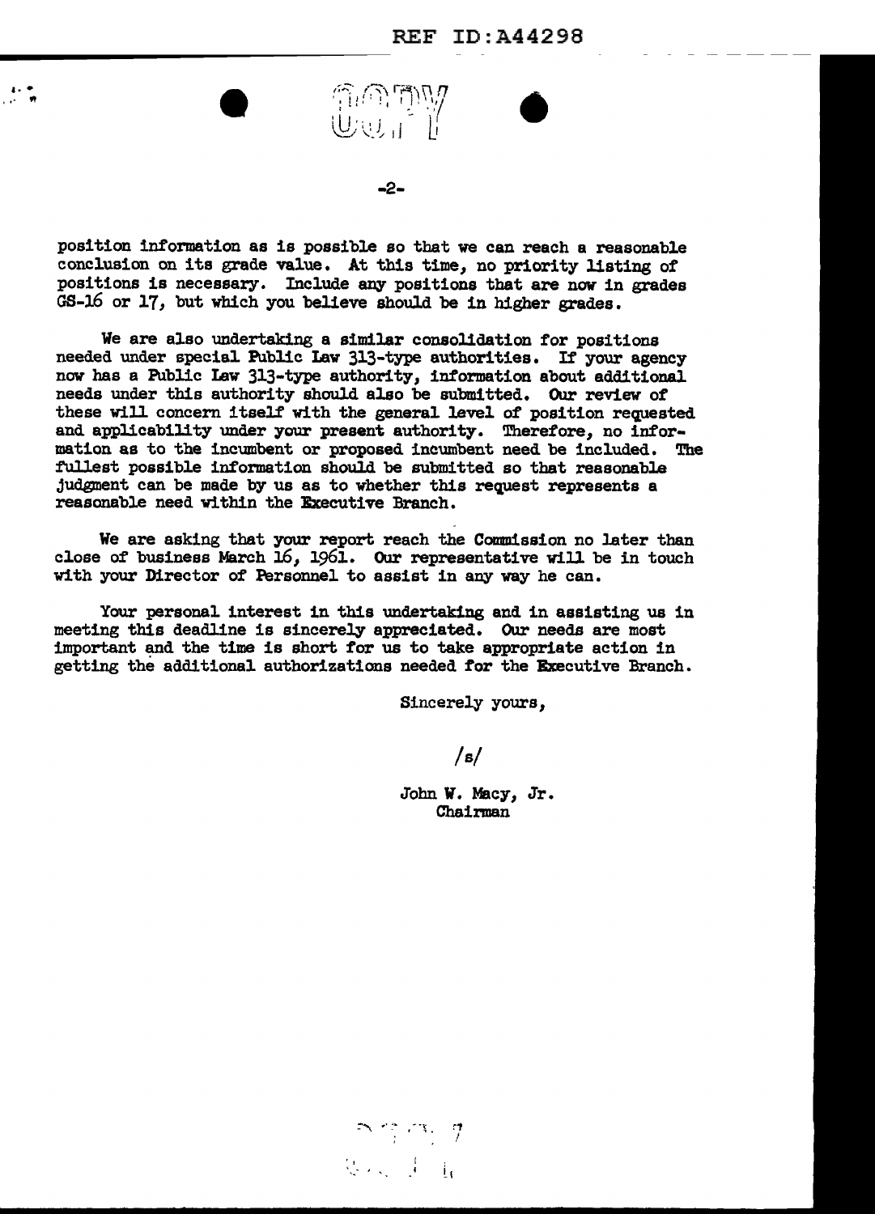position information as is possible so that we can reach a reasonable conclusion on its grade value. At this time, no priority listing of positions is necessary. Include any positions that are now in grades GS-16 or 17, but which you believe should be in higher grades.

We are also undertaking a similar consolidation for positions needed under special Public Law 313-type authorities. If your agency now has a Public Law 313-type authority, information about additional needs under this authority should also be submitted. Our review of these will concern itself with the general level of position requested and applicability under your present authority. Therefore, no information as to the incumbent or proposed incumbent need be included. The fullest possible information should be submitted so that reasonable judgment can be made by us as to whether this request represents a reasonable need within the Executive Branch.

We are asking that your report reach the Commission no later than close of business March 16, 1961. Our representative will be in touch with your Director of Personnel to assist in any way he can.

Your personal interest in this undertaking and in assisting us in meeting this deadline is sincerely appreciated. Our needs are most important and the time is short for us to take appropriate action in getting the additional authorizations needed for the Executive Branch.

Sincerely yours,

/s/

John W. Macy, Jr.
Chairman